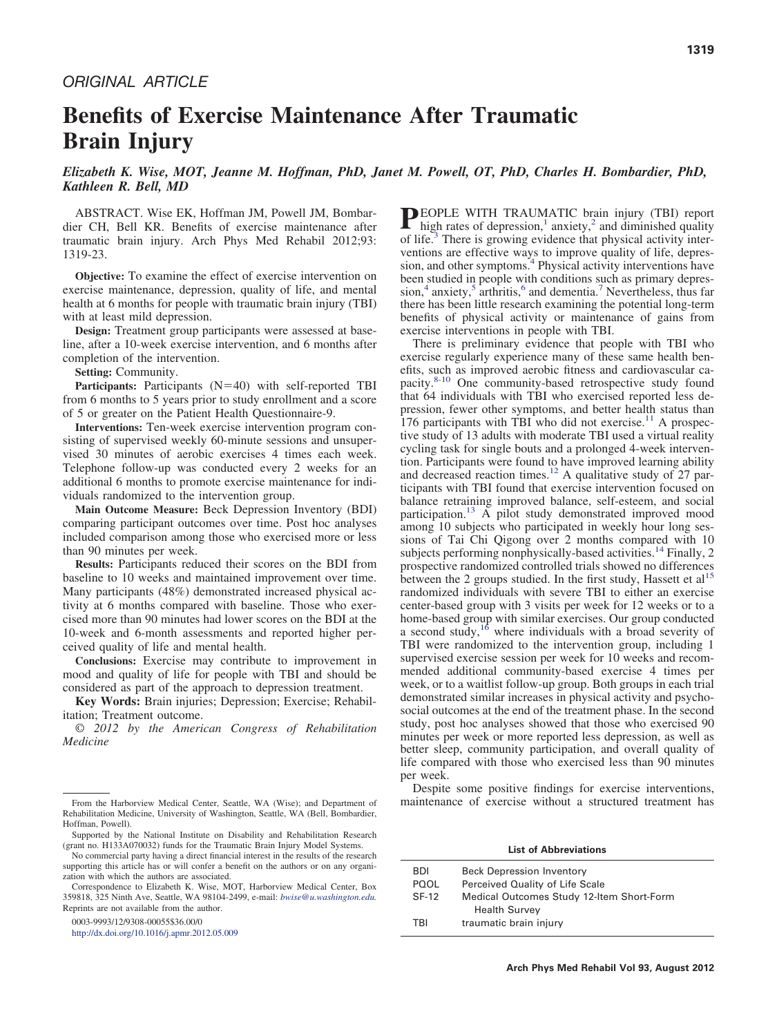ORIGINAL ARTICLE

# Benefits of Exercise Maintenance After Traumatic Brain Injury

*Elizabeth K. Wise, MOT, Jeanne M. Hoffman, PhD, Janet M. Powell, OT, PhD, Charles H. Bombardier, PhD, Kathleen R. Bell, MD*

ABSTRACT. Wise EK, Hoffman JM, Powell JM, Bombardier CH, Bell KR. Benefits of exercise maintenance after traumatic brain injury. Arch Phys Med Rehabil 2012;93: 1319-23.

**Objective:** To examine the effect of exercise intervention on exercise maintenance, depression, quality of life, and mental health at 6 months for people with traumatic brain injury (TBI) with at least mild depression.

**Design:** Treatment group participants were assessed at baseline, after a 10-week exercise intervention, and 6 months after completion of the intervention.

**Setting:** Community.

**Participants:** Participants (N=40) with self-reported TBI from 6 months to 5 years prior to study enrollment and a score of 5 or greater on the Patient Health Questionnaire-9.

**Interventions:** Ten-week exercise intervention program consisting of supervised weekly 60-minute sessions and unsupervised 30 minutes of aerobic exercises 4 times each week. Telephone follow-up was conducted every 2 weeks for an additional 6 months to promote exercise maintenance for individuals randomized to the intervention group.

**Main Outcome Measure:** Beck Depression Inventory (BDI) comparing participant outcomes over time. Post hoc analyses included comparison among those who exercised more or less than 90 minutes per week.

**Results:** Participants reduced their scores on the BDI from baseline to 10 weeks and maintained improvement over time. Many participants (48%) demonstrated increased physical activity at 6 months compared with baseline. Those who exercised more than 90 minutes had lower scores on the BDI at the 10-week and 6-month assessments and reported higher perceived quality of life and mental health.

**Conclusions:** Exercise may contribute to improvement in mood and quality of life for people with TBI and should be considered as part of the approach to depression treatment.

**Key Words:** Brain injuries; Depression; Exercise; Rehabilitation; Treatment outcome.

*© 2012 by the American Congress of Rehabilitation Medicine*

PEOPLE WITH TRAUMATIC brain injury (TBI) report high rates of depression,[1] anxiety,[2] and diminished quality of life.[3] There is growing evidence that physical activity interventions are effective ways to improve quality of life, depression, and other symptoms.[4] Physical activity interventions have been studied in people with conditions such as primary depression,[4] anxiety,[5] arthritis,[6] and dementia.[7] Nevertheless, thus far there has been little research examining the potential long-term benefits of physical activity or maintenance of gains from exercise interventions in people with TBI.

There is preliminary evidence that people with TBI who exercise regularly experience many of these same health benefits, such as improved aerobic fitness and cardiovascular capacity.[8-10] One community-based retrospective study found that 64 individuals with TBI who exercised reported less depression, fewer other symptoms, and better health status than 176 participants with TBI who did not exercise.[11] A prospective study of 13 adults with moderate TBI used a virtual reality cycling task for single bouts and a prolonged 4-week intervention. Participants were found to have improved learning ability and decreased reaction times.[12] A qualitative study of 27 participants with TBI found that exercise intervention focused on balance retraining improved balance, self-esteem, and social participation.[13] A pilot study demonstrated improved mood among 10 subjects who participated in weekly hour long sessions of Tai Chi Qigong over 2 months compared with 10 subjects performing nonphysically-based activities.[14] Finally, 2 prospective randomized controlled trials showed no differences between the 2 groups studied. In the first study, Hassett et al[15] randomized individuals with severe TBI to either an exercise center-based group with 3 visits per week for 12 weeks or to a home-based group with similar exercises. Our group conducted a second study,[16] where individuals with a broad severity of TBI were randomized to the intervention group, including 1 supervised exercise session per week for 10 weeks and recommended additional community-based exercise 4 times per week, or to a waitlist follow-up group. Both groups in each trial demonstrated similar increases in physical activity and psychosocial outcomes at the end of the treatment phase. In the second study, post hoc analyses showed that those who exercised 90 minutes per week or more reported less depression, as well as better sleep, community participation, and overall quality of life compared with those who exercised less than 90 minutes per week.

Despite some positive findings for exercise interventions, maintenance of exercise without a structured treatment has

From the Harborview Medical Center, Seattle, WA (Wise); and Department of Rehabilitation Medicine, University of Washington, Seattle, WA (Bell, Bombardier, Hoffman, Powell).

Supported by the National Institute on Disability and Rehabilitation Research (grant no. H133A070032) funds for the Traumatic Brain Injury Model Systems.

No commercial party having a direct financial interest in the results of the research supporting this article has or will confer a benefit on the authors or on any organization with which the authors are associated.

Correspondence to Elizabeth K. Wise, MOT, Harborview Medical Center, Box 359818, 325 Ninth Ave, Seattle, WA 98104-2499, e-mail: bwise@u.washington.edu. Reprints are not available from the author.

0003-9993/12/9308-00055$36.00/0

http://dx.doi.org/10.1016/j.apmr.2012.05.009

**List of Abbreviations**

| | |
|---|---|
| BDI | Beck Depression Inventory |
| PQOL | Perceived Quality of Life Scale |
| SF-12 | Medical Outcomes Study 12-Item Short-Form Health Survey |
| TBI | traumatic brain injury |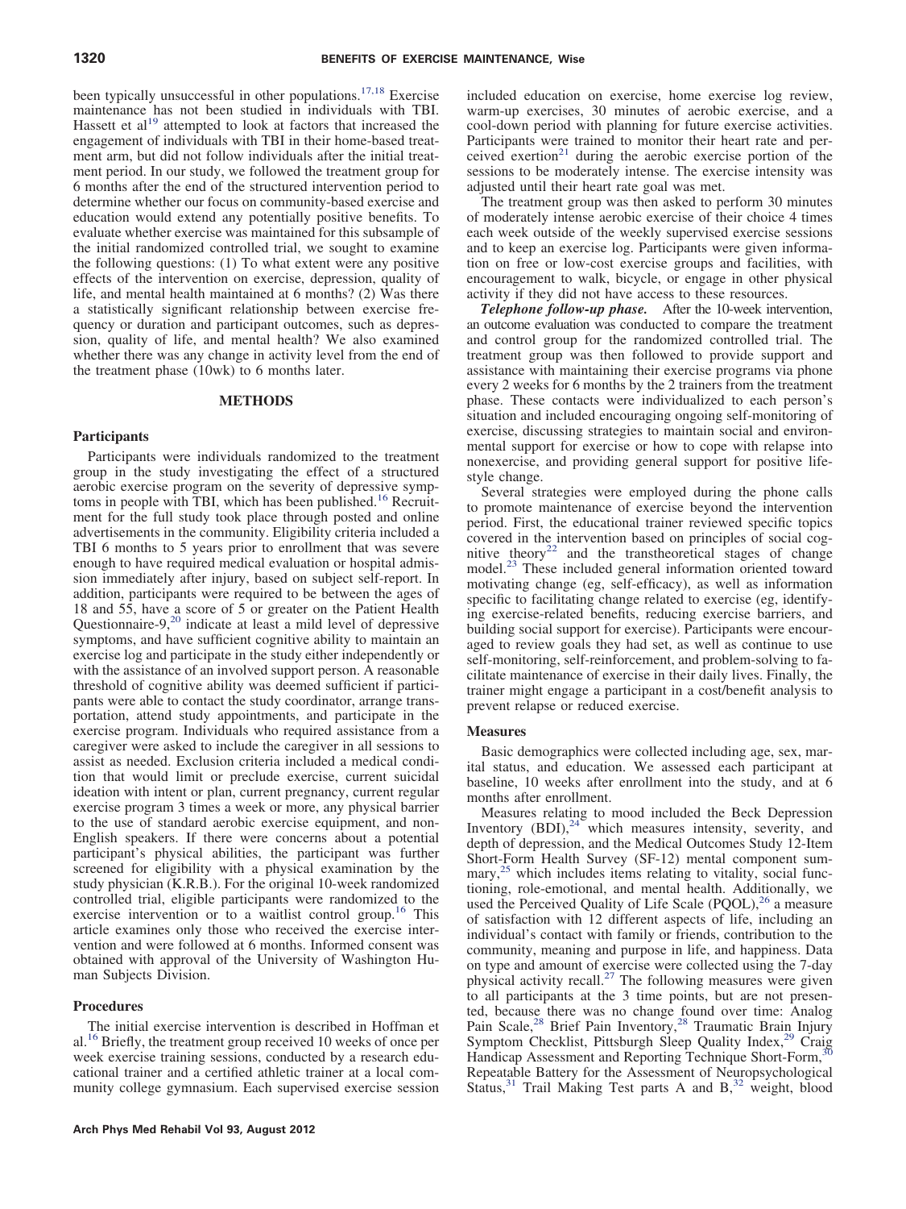been typically unsuccessful in other populations.[17,18] Exercise maintenance has not been studied in individuals with TBI. Hassett et al[19] attempted to look at factors that increased the engagement of individuals with TBI in their home-based treatment arm, but did not follow individuals after the initial treatment period. In our study, we followed the treatment group for 6 months after the end of the structured intervention period to determine whether our focus on community-based exercise and education would extend any potentially positive benefits. To evaluate whether exercise was maintained for this subsample of the initial randomized controlled trial, we sought to examine the following questions: (1) To what extent were any positive effects of the intervention on exercise, depression, quality of life, and mental health maintained at 6 months? (2) Was there a statistically significant relationship between exercise frequency or duration and participant outcomes, such as depression, quality of life, and mental health? We also examined whether there was any change in activity level from the end of the treatment phase (10wk) to 6 months later.

## METHODS

### Participants

Participants were individuals randomized to the treatment group in the study investigating the effect of a structured aerobic exercise program on the severity of depressive symptoms in people with TBI, which has been published.[16] Recruitment for the full study took place through posted and online advertisements in the community. Eligibility criteria included a TBI 6 months to 5 years prior to enrollment that was severe enough to have required medical evaluation or hospital admission immediately after injury, based on subject self-report. In addition, participants were required to be between the ages of 18 and 55, have a score of 5 or greater on the Patient Health Questionnaire-9,[20] indicate at least a mild level of depressive symptoms, and have sufficient cognitive ability to maintain an exercise log and participate in the study either independently or with the assistance of an involved support person. A reasonable threshold of cognitive ability was deemed sufficient if participants were able to contact the study coordinator, arrange transportation, attend study appointments, and participate in the exercise program. Individuals who required assistance from a caregiver were asked to include the caregiver in all sessions to assist as needed. Exclusion criteria included a medical condition that would limit or preclude exercise, current suicidal ideation with intent or plan, current pregnancy, current regular exercise program 3 times a week or more, any physical barrier to the use of standard aerobic exercise equipment, and non-English speakers. If there were concerns about a potential participant's physical abilities, the participant was further screened for eligibility with a physical examination by the study physician (K.R.B.). For the original 10-week randomized controlled trial, eligible participants were randomized to the exercise intervention or to a waitlist control group.[16] This article examines only those who received the exercise intervention and were followed at 6 months. Informed consent was obtained with approval of the University of Washington Human Subjects Division.

### Procedures

The initial exercise intervention is described in Hoffman et al.[16] Briefly, the treatment group received 10 weeks of once per week exercise training sessions, conducted by a research educational trainer and a certified athletic trainer at a local community college gymnasium. Each supervised exercise session included education on exercise, home exercise log review, warm-up exercises, 30 minutes of aerobic exercise, and a cool-down period with planning for future exercise activities. Participants were trained to monitor their heart rate and perceived exertion[21] during the aerobic exercise portion of the sessions to be moderately intense. The exercise intensity was adjusted until their heart rate goal was met.

The treatment group was then asked to perform 30 minutes of moderately intense aerobic exercise of their choice 4 times each week outside of the weekly supervised exercise sessions and to keep an exercise log. Participants were given information on free or low-cost exercise groups and facilities, with encouragement to walk, bicycle, or engage in other physical activity if they did not have access to these resources.

***Telephone follow-up phase.*** After the 10-week intervention, an outcome evaluation was conducted to compare the treatment and control group for the randomized controlled trial. The treatment group was then followed to provide support and assistance with maintaining their exercise programs via phone every 2 weeks for 6 months by the 2 trainers from the treatment phase. These contacts were individualized to each person's situation and included encouraging ongoing self-monitoring of exercise, discussing strategies to maintain social and environmental support for exercise or how to cope with relapse into nonexercise, and providing general support for positive lifestyle change.

Several strategies were employed during the phone calls to promote maintenance of exercise beyond the intervention period. First, the educational trainer reviewed specific topics covered in the intervention based on principles of social cognitive theory[22] and the transtheoretical stages of change model.[23] These included general information oriented toward motivating change (eg, self-efficacy), as well as information specific to facilitating change related to exercise (eg, identifying exercise-related benefits, reducing exercise barriers, and building social support for exercise). Participants were encouraged to review goals they had set, as well as continue to use self-monitoring, self-reinforcement, and problem-solving to facilitate maintenance of exercise in their daily lives. Finally, the trainer might engage a participant in a cost/benefit analysis to prevent relapse or reduced exercise.

### Measures

Basic demographics were collected including age, sex, marital status, and education. We assessed each participant at baseline, 10 weeks after enrollment into the study, and at 6 months after enrollment.

Measures relating to mood included the Beck Depression Inventory (BDI),[24] which measures intensity, severity, and depth of depression, and the Medical Outcomes Study 12-Item Short-Form Health Survey (SF-12) mental component summary,[25] which includes items relating to vitality, social functioning, role-emotional, and mental health. Additionally, we used the Perceived Quality of Life Scale (PQOL),[26] a measure of satisfaction with 12 different aspects of life, including an individual's contact with family or friends, contribution to the community, meaning and purpose in life, and happiness. Data on type and amount of exercise were collected using the 7-day physical activity recall.[27] The following measures were given to all participants at the 3 time points, but are not presented, because there was no change found over time: Analog Pain Scale,[28] Brief Pain Inventory,[28] Traumatic Brain Injury Symptom Checklist, Pittsburgh Sleep Quality Index,[29] Craig Handicap Assessment and Reporting Technique Short-Form,[30] Repeatable Battery for the Assessment of Neuropsychological Status,[31] Trail Making Test parts A and B,[32] weight, blood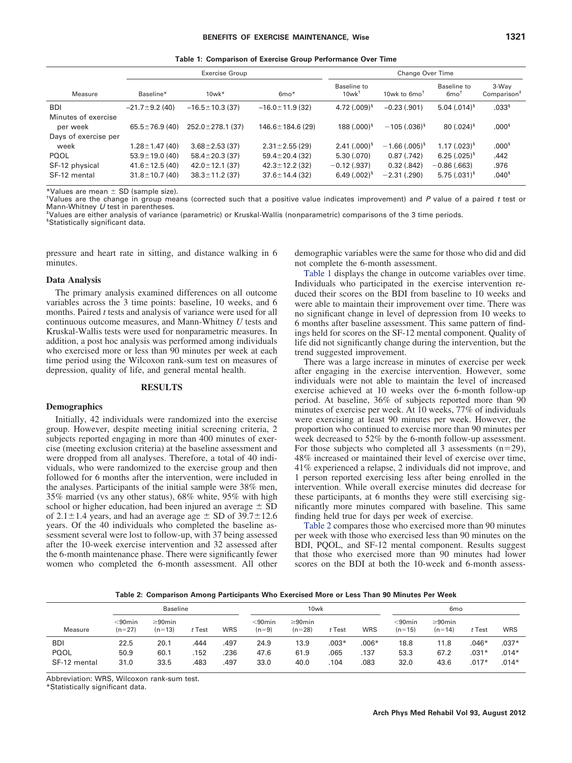**Table 1: Comparison of Exercise Group Performance Over Time**

| Measure | Exercise Group | | | Change Over Time | | | |
|---|---|---|---|---|---|---|---|
| | Baseline* | 10wk* | 6mo* | Baseline to 10wk[†] | 10wk to 6mo[†] | Baseline to 6mo[†] | 3-Way Comparison[‡] |
| BDI | −21.7±9.2 (40) | −16.5±10.3 (37) | −16.0±11.9 (32) | 4.72 (.009)[§] | −0.23 (.901) | 5.04 (.014)[§] | .033[§] |
| Minutes of exercise per week | 65.5±76.9 (40) | 252.0±278.1 (37) | 146.6±184.6 (29) | 188 (.000)[§] | −105 (.036)[§] | 80 (.024)[§] | .000[§] |
| Days of exercise per week | 1.28±1.47 (40) | 3.68±2.53 (37) | 2.31±2.55 (29) | 2.41 (.000)[§] | −1.66 (.005)[§] | 1.17 (.023)[§] | .000[§] |
| PQOL | 53.9±19.0 (40) | 58.4±20.3 (37) | 59.4±20.4 (32) | 5.30 (.070) | 0.87 (.742) | 6.25 (.025)[§] | .442 |
| SF-12 physical | 41.6±12.5 (40) | 42.0±12.1 (37) | 42.3±12.2 (32) | −0.12 (.937) | 0.32 (.842) | −0.86 (.663) | .976 |
| SF-12 mental | 31.8±10.7 (40) | 38.3±11.2 (37) | 37.6±14.4 (32) | 6.49 (.002)[§] | −2.31 (.290) | 5.75 (.031)[§] | .040[§] |

*Values are mean ± SD (sample size).
[†]Values are the change in group means (corrected such that a positive value indicates improvement) and *P* value of a paired *t* test or Mann-Whitney *U* test in parentheses.
[‡]Values are either analysis of variance (parametric) or Kruskal-Wallis (nonparametric) comparisons of the 3 time periods.
[§]Statistically significant data.

pressure and heart rate in sitting, and distance walking in 6 minutes.

### Data Analysis

The primary analysis examined differences on all outcome variables across the 3 time points: baseline, 10 weeks, and 6 months. Paired *t* tests and analysis of variance were used for all continuous outcome measures, and Mann-Whitney *U* tests and Kruskal-Wallis tests were used for nonparametric measures. In addition, a post hoc analysis was performed among individuals who exercised more or less than 90 minutes per week at each time period using the Wilcoxon rank-sum test on measures of depression, quality of life, and general mental health.

## RESULTS

### Demographics

Initially, 42 individuals were randomized into the exercise group. However, despite meeting initial screening criteria, 2 subjects reported engaging in more than 400 minutes of exercise (meeting exclusion criteria) at the baseline assessment and were dropped from all analyses. Therefore, a total of 40 individuals, who were randomized to the exercise group and then followed for 6 months after the intervention, were included in the analyses. Participants of the initial sample were 38% men, 35% married (vs any other status), 68% white, 95% with high school or higher education, had been injured an average ± SD of 2.1±1.4 years, and had an average age ± SD of 39.7±12.6 years. Of the 40 individuals who completed the baseline assessment several were lost to follow-up, with 37 being assessed after the 10-week exercise intervention and 32 assessed after the 6-month maintenance phase. There were significantly fewer women who completed the 6-month assessment. All other demographic variables were the same for those who did and did not complete the 6-month assessment.

Table 1 displays the change in outcome variables over time. Individuals who participated in the exercise intervention reduced their scores on the BDI from baseline to 10 weeks and were able to maintain their improvement over time. There was no significant change in level of depression from 10 weeks to 6 months after baseline assessment. This same pattern of findings held for scores on the SF-12 mental component. Quality of life did not significantly change during the intervention, but the trend suggested improvement.

There was a large increase in minutes of exercise per week after engaging in the exercise intervention. However, some individuals were not able to maintain the level of increased exercise achieved at 10 weeks over the 6-month follow-up period. At baseline, 36% of subjects reported more than 90 minutes of exercise per week. At 10 weeks, 77% of individuals were exercising at least 90 minutes per week. However, the proportion who continued to exercise more than 90 minutes per week decreased to 52% by the 6-month follow-up assessment. For those subjects who completed all 3 assessments (n=29), 48% increased or maintained their level of exercise over time, 41% experienced a relapse, 2 individuals did not improve, and 1 person reported exercising less after being enrolled in the intervention. While overall exercise minutes did decrease for these participants, at 6 months they were still exercising significantly more minutes compared with baseline. This same finding held true for days per week of exercise.

Table 2 compares those who exercised more than 90 minutes per week with those who exercised less than 90 minutes on the BDI, PQOL, and SF-12 mental component. Results suggest that those who exercised more than 90 minutes had lower scores on the BDI at both the 10-week and 6-month assess-

**Table 2: Comparison Among Participants Who Exercised More or Less Than 90 Minutes Per Week**

| Measure | Baseline | | | | 10wk | | | | 6mo | | | |
|---|---|---|---|---|---|---|---|---|---|---|---|---|
| | <90min (n=27) | ≥90min (n=13) | *t* Test | WRS | <90min (n=9) | ≥90min (n=28) | *t* Test | WRS | <90min (n=15) | ≥90min (n=14) | *t* Test | WRS |
| BDI | 22.5 | 20.1 | .444 | .497 | 24.9 | 13.9 | .003* | .006* | 18.8 | 11.8 | .046* | .037* |
| PQOL | 50.9 | 60.1 | .152 | .236 | 47.6 | 61.9 | .065 | .137 | 53.3 | 67.2 | .031* | .014* |
| SF-12 mental | 31.0 | 33.5 | .483 | .497 | 33.0 | 40.0 | .104 | .083 | 32.0 | 43.6 | .017* | .014* |

Abbreviation: WRS, Wilcoxon rank-sum test.
*Statistically significant data.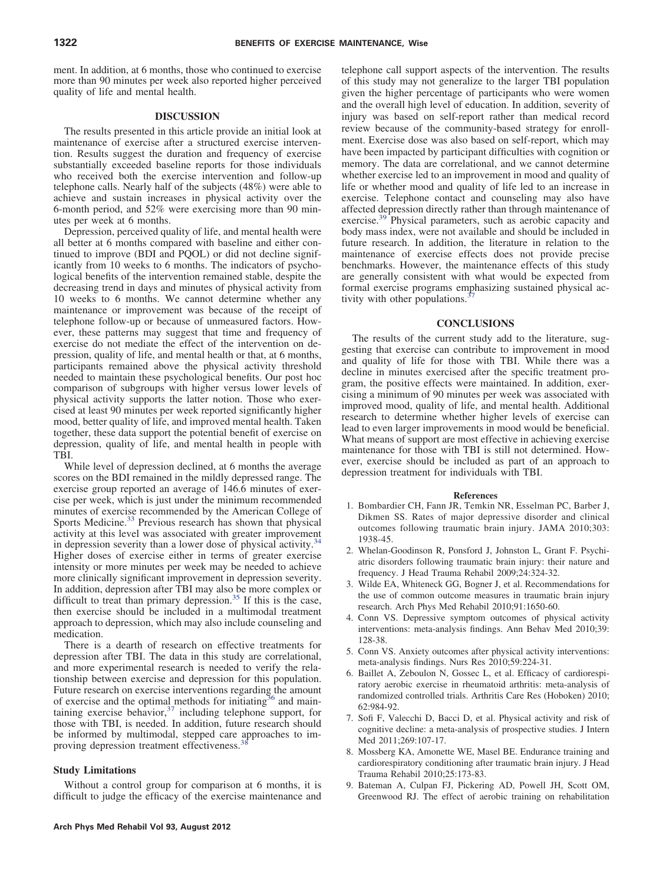ment. In addition, at 6 months, those who continued to exercise more than 90 minutes per week also reported higher perceived quality of life and mental health.

## DISCUSSION

The results presented in this article provide an initial look at maintenance of exercise after a structured exercise intervention. Results suggest the duration and frequency of exercise substantially exceeded baseline reports for those individuals who received both the exercise intervention and follow-up telephone calls. Nearly half of the subjects (48%) were able to achieve and sustain increases in physical activity over the 6-month period, and 52% were exercising more than 90 minutes per week at 6 months.

Depression, perceived quality of life, and mental health were all better at 6 months compared with baseline and either continued to improve (BDI and PQOL) or did not decline significantly from 10 weeks to 6 months. The indicators of psychological benefits of the intervention remained stable, despite the decreasing trend in days and minutes of physical activity from 10 weeks to 6 months. We cannot determine whether any maintenance or improvement was because of the receipt of telephone follow-up or because of unmeasured factors. However, these patterns may suggest that time and frequency of exercise do not mediate the effect of the intervention on depression, quality of life, and mental health or that, at 6 months, participants remained above the physical activity threshold needed to maintain these psychological benefits. Our post hoc comparison of subgroups with higher versus lower levels of physical activity supports the latter notion. Those who exercised at least 90 minutes per week reported significantly higher mood, better quality of life, and improved mental health. Taken together, these data support the potential benefit of exercise on depression, quality of life, and mental health in people with TBI.

While level of depression declined, at 6 months the average scores on the BDI remained in the mildly depressed range. The exercise group reported an average of 146.6 minutes of exercise per week, which is just under the minimum recommended minutes of exercise recommended by the American College of Sports Medicine.[33] Previous research has shown that physical activity at this level was associated with greater improvement in depression severity than a lower dose of physical activity.[34] Higher doses of exercise either in terms of greater exercise intensity or more minutes per week may be needed to achieve more clinically significant improvement in depression severity. In addition, depression after TBI may also be more complex or difficult to treat than primary depression.[35] If this is the case, then exercise should be included in a multimodal treatment approach to depression, which may also include counseling and medication.

There is a dearth of research on effective treatments for depression after TBI. The data in this study are correlational, and more experimental research is needed to verify the relationship between exercise and depression for this population. Future research on exercise interventions regarding the amount of exercise and the optimal methods for initiating[36] and maintaining exercise behavior,[37] including telephone support, for those with TBI, is needed. In addition, future research should be informed by multimodal, stepped care approaches to improving depression treatment effectiveness.[38]

### Study Limitations

Without a control group for comparison at 6 months, it is difficult to judge the efficacy of the exercise maintenance and telephone call support aspects of the intervention. The results of this study may not generalize to the larger TBI population given the higher percentage of participants who were women and the overall high level of education. In addition, severity of injury was based on self-report rather than medical record review because of the community-based strategy for enrollment. Exercise dose was also based on self-report, which may have been impacted by participant difficulties with cognition or memory. The data are correlational, and we cannot determine whether exercise led to an improvement in mood and quality of life or whether mood and quality of life led to an increase in exercise. Telephone contact and counseling may also have affected depression directly rather than through maintenance of exercise.[39] Physical parameters, such as aerobic capacity and body mass index, were not available and should be included in future research. In addition, the literature in relation to the maintenance of exercise effects does not provide precise benchmarks. However, the maintenance effects of this study are generally consistent with what would be expected from formal exercise programs emphasizing sustained physical activity with other populations.[37]

## CONCLUSIONS

The results of the current study add to the literature, suggesting that exercise can contribute to improvement in mood and quality of life for those with TBI. While there was a decline in minutes exercised after the specific treatment program, the positive effects were maintained. In addition, exercising a minimum of 90 minutes per week was associated with improved mood, quality of life, and mental health. Additional research to determine whether higher levels of exercise can lead to even larger improvements in mood would be beneficial. What means of support are most effective in achieving exercise maintenance for those with TBI is still not determined. However, exercise should be included as part of an approach to depression treatment for individuals with TBI.

### References

1. Bombardier CH, Fann JR, Temkin NR, Esselman PC, Barber J, Dikmen SS. Rates of major depressive disorder and clinical outcomes following traumatic brain injury. JAMA 2010;303:1938-45.
2. Whelan-Goodinson R, Ponsford J, Johnston L, Grant F. Psychiatric disorders following traumatic brain injury: their nature and frequency. J Head Trauma Rehabil 2009;24:324-32.
3. Wilde EA, Whiteneck GG, Bogner J, et al. Recommendations for the use of common outcome measures in traumatic brain injury research. Arch Phys Med Rehabil 2010;91:1650-60.
4. Conn VS. Depressive symptom outcomes of physical activity interventions: meta-analysis findings. Ann Behav Med 2010;39:128-38.
5. Conn VS. Anxiety outcomes after physical activity interventions: meta-analysis findings. Nurs Res 2010;59:224-31.
6. Baillet A, Zeboulon N, Gossec L, et al. Efficacy of cardiorespiratory aerobic exercise in rheumatoid arthritis: meta-analysis of randomized controlled trials. Arthritis Care Res (Hoboken) 2010;62:984-92.
7. Sofi F, Valecchi D, Bacci D, et al. Physical activity and risk of cognitive decline: a meta-analysis of prospective studies. J Intern Med 2011;269:107-17.
8. Mossberg KA, Amonette WE, Masel BE. Endurance training and cardiorespiratory conditioning after traumatic brain injury. J Head Trauma Rehabil 2010;25:173-83.
9. Bateman A, Culpan FJ, Pickering AD, Powell JH, Scott OM, Greenwood RJ. The effect of aerobic training on rehabilitation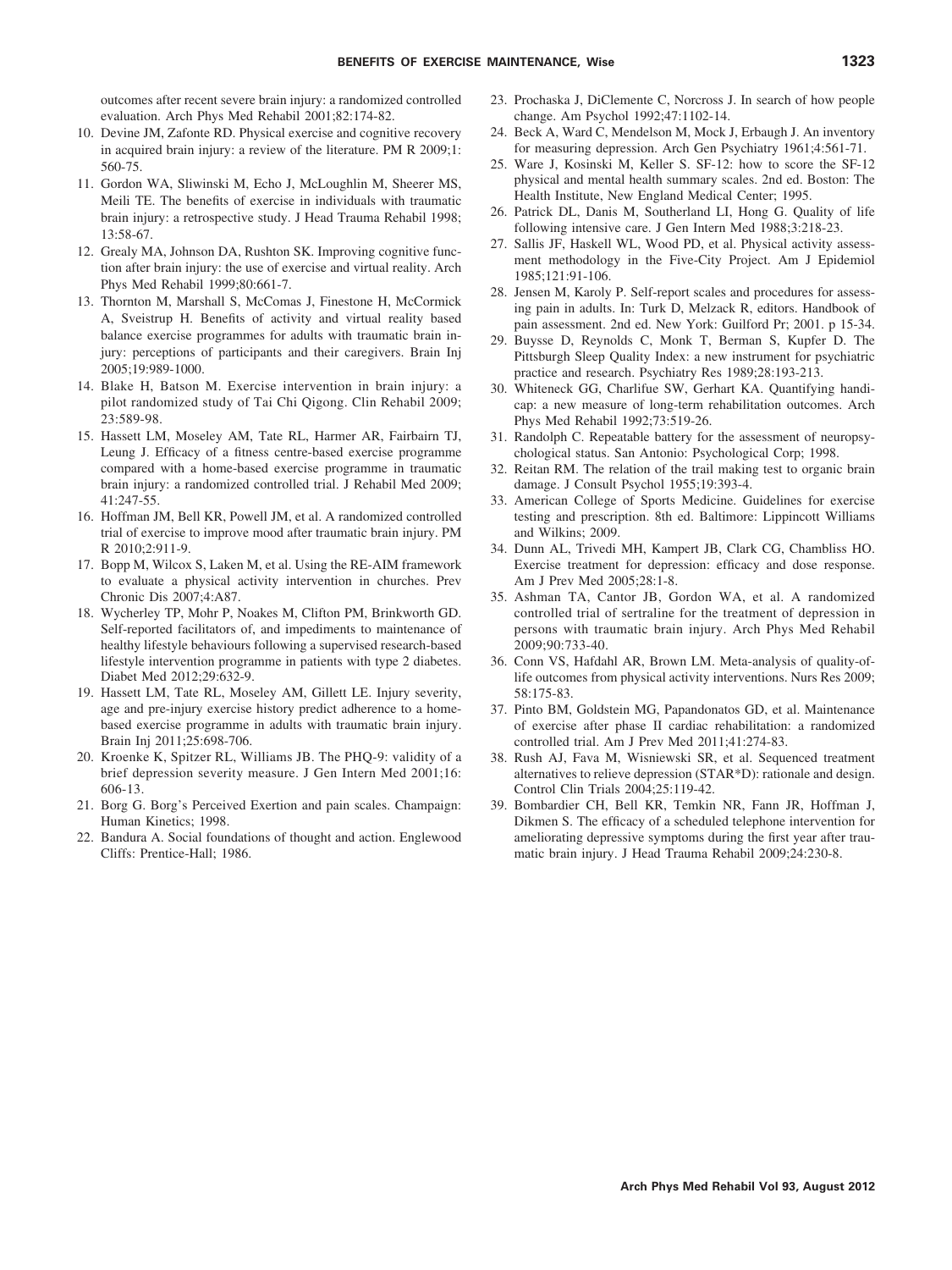outcomes after recent severe brain injury: a randomized controlled evaluation. Arch Phys Med Rehabil 2001;82:174-82.

10. Devine JM, Zafonte RD. Physical exercise and cognitive recovery in acquired brain injury: a review of the literature. PM R 2009;1:560-75.
11. Gordon WA, Sliwinski M, Echo J, McLoughlin M, Sheerer MS, Meili TE. The benefits of exercise in individuals with traumatic brain injury: a retrospective study. J Head Trauma Rehabil 1998;13:58-67.
12. Grealy MA, Johnson DA, Rushton SK. Improving cognitive function after brain injury: the use of exercise and virtual reality. Arch Phys Med Rehabil 1999;80:661-7.
13. Thornton M, Marshall S, McComas J, Finestone H, McCormick A, Sveistrup H. Benefits of activity and virtual reality based balance exercise programmes for adults with traumatic brain injury: perceptions of participants and their caregivers. Brain Inj 2005;19:989-1000.
14. Blake H, Batson M. Exercise intervention in brain injury: a pilot randomized study of Tai Chi Qigong. Clin Rehabil 2009;23:589-98.
15. Hassett LM, Moseley AM, Tate RL, Harmer AR, Fairbairn TJ, Leung J. Efficacy of a fitness centre-based exercise programme compared with a home-based exercise programme in traumatic brain injury: a randomized controlled trial. J Rehabil Med 2009;41:247-55.
16. Hoffman JM, Bell KR, Powell JM, et al. A randomized controlled trial of exercise to improve mood after traumatic brain injury. PM R 2010;2:911-9.
17. Bopp M, Wilcox S, Laken M, et al. Using the RE-AIM framework to evaluate a physical activity intervention in churches. Prev Chronic Dis 2007;4:A87.
18. Wycherley TP, Mohr P, Noakes M, Clifton PM, Brinkworth GD. Self-reported facilitators of, and impediments to maintenance of healthy lifestyle behaviours following a supervised research-based lifestyle intervention programme in patients with type 2 diabetes. Diabet Med 2012;29:632-9.
19. Hassett LM, Tate RL, Moseley AM, Gillett LE. Injury severity, age and pre-injury exercise history predict adherence to a home-based exercise programme in adults with traumatic brain injury. Brain Inj 2011;25:698-706.
20. Kroenke K, Spitzer RL, Williams JB. The PHQ-9: validity of a brief depression severity measure. J Gen Intern Med 2001;16:606-13.
21. Borg G. Borg's Perceived Exertion and pain scales. Champaign: Human Kinetics; 1998.
22. Bandura A. Social foundations of thought and action. Englewood Cliffs: Prentice-Hall; 1986.
23. Prochaska J, DiClemente C, Norcross J. In search of how people change. Am Psychol 1992;47:1102-14.
24. Beck A, Ward C, Mendelson M, Mock J, Erbaugh J. An inventory for measuring depression. Arch Gen Psychiatry 1961;4:561-71.
25. Ware J, Kosinski M, Keller S. SF-12: how to score the SF-12 physical and mental health summary scales. 2nd ed. Boston: The Health Institute, New England Medical Center; 1995.
26. Patrick DL, Danis M, Southerland LI, Hong G. Quality of life following intensive care. J Gen Intern Med 1988;3:218-23.
27. Sallis JF, Haskell WL, Wood PD, et al. Physical activity assessment methodology in the Five-City Project. Am J Epidemiol 1985;121:91-106.
28. Jensen M, Karoly P. Self-report scales and procedures for assessing pain in adults. In: Turk D, Melzack R, editors. Handbook of pain assessment. 2nd ed. New York: Guilford Pr; 2001. p 15-34.
29. Buysse D, Reynolds C, Monk T, Berman S, Kupfer D. The Pittsburgh Sleep Quality Index: a new instrument for psychiatric practice and research. Psychiatry Res 1989;28:193-213.
30. Whiteneck GG, Charlifue SW, Gerhart KA. Quantifying handicap: a new measure of long-term rehabilitation outcomes. Arch Phys Med Rehabil 1992;73:519-26.
31. Randolph C. Repeatable battery for the assessment of neuropsychological status. San Antonio: Psychological Corp; 1998.
32. Reitan RM. The relation of the trail making test to organic brain damage. J Consult Psychol 1955;19:393-4.
33. American College of Sports Medicine. Guidelines for exercise testing and prescription. 8th ed. Baltimore: Lippincott Williams and Wilkins; 2009.
34. Dunn AL, Trivedi MH, Kampert JB, Clark CG, Chambliss HO. Exercise treatment for depression: efficacy and dose response. Am J Prev Med 2005;28:1-8.
35. Ashman TA, Cantor JB, Gordon WA, et al. A randomized controlled trial of sertraline for the treatment of depression in persons with traumatic brain injury. Arch Phys Med Rehabil 2009;90:733-40.
36. Conn VS, Hafdahl AR, Brown LM. Meta-analysis of quality-of-life outcomes from physical activity interventions. Nurs Res 2009;58:175-83.
37. Pinto BM, Goldstein MG, Papandonatos GD, et al. Maintenance of exercise after phase II cardiac rehabilitation: a randomized controlled trial. Am J Prev Med 2011;41:274-83.
38. Rush AJ, Fava M, Wisniewski SR, et al. Sequenced treatment alternatives to relieve depression (STAR*D): rationale and design. Control Clin Trials 2004;25:119-42.
39. Bombardier CH, Bell KR, Temkin NR, Fann JR, Hoffman J, Dikmen S. The efficacy of a scheduled telephone intervention for ameliorating depressive symptoms during the first year after traumatic brain injury. J Head Trauma Rehabil 2009;24:230-8.